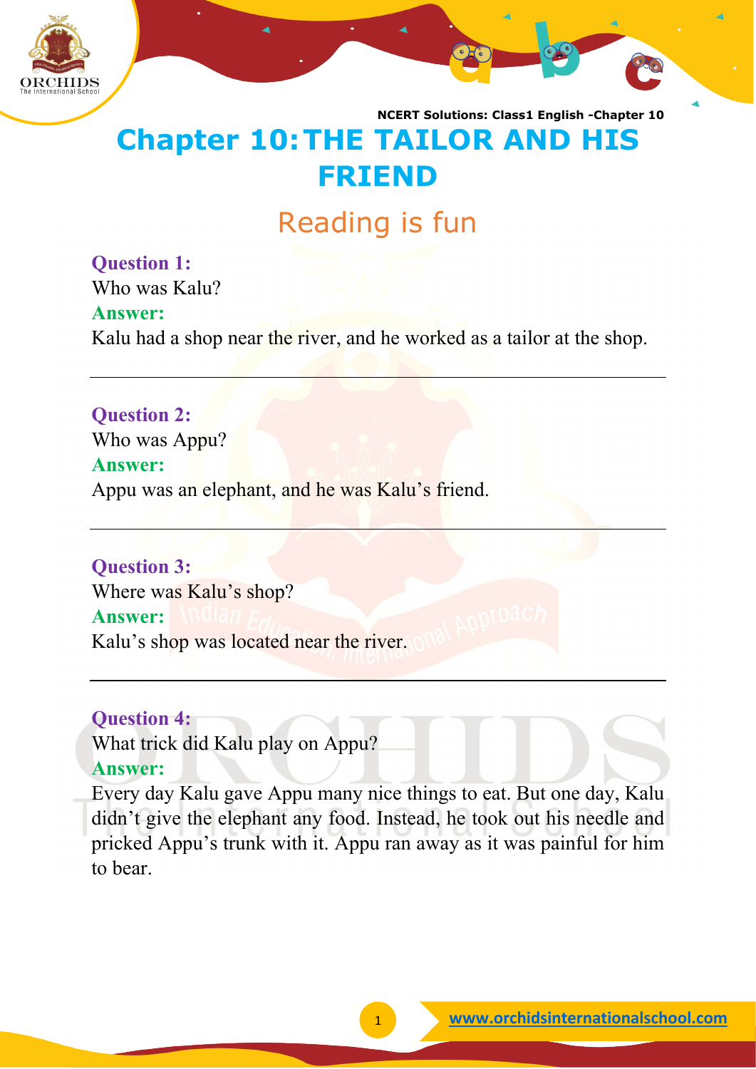# Chapter 10: THE TAILOR AND HIS FRIEND

## Reading is fun

**Question 1:**
Who was Kalu?
**Answer:**
Kalu had a shop near the river, and he worked as a tailor at the shop.

---

**Question 2:**
Who was Appu?
**Answer:**
Appu was an elephant, and he was Kalu's friend.

---

**Question 3:**
Where was Kalu's shop?
**Answer:**
Kalu's shop was located near the river.

---

**Question 4:**
What trick did Kalu play on Appu?
**Answer:**
Every day Kalu gave Appu many nice things to eat. But one day, Kalu didn't give the elephant any food. Instead, he took out his needle and pricked Appu's trunk with it. Appu ran away as it was painful for him to bear.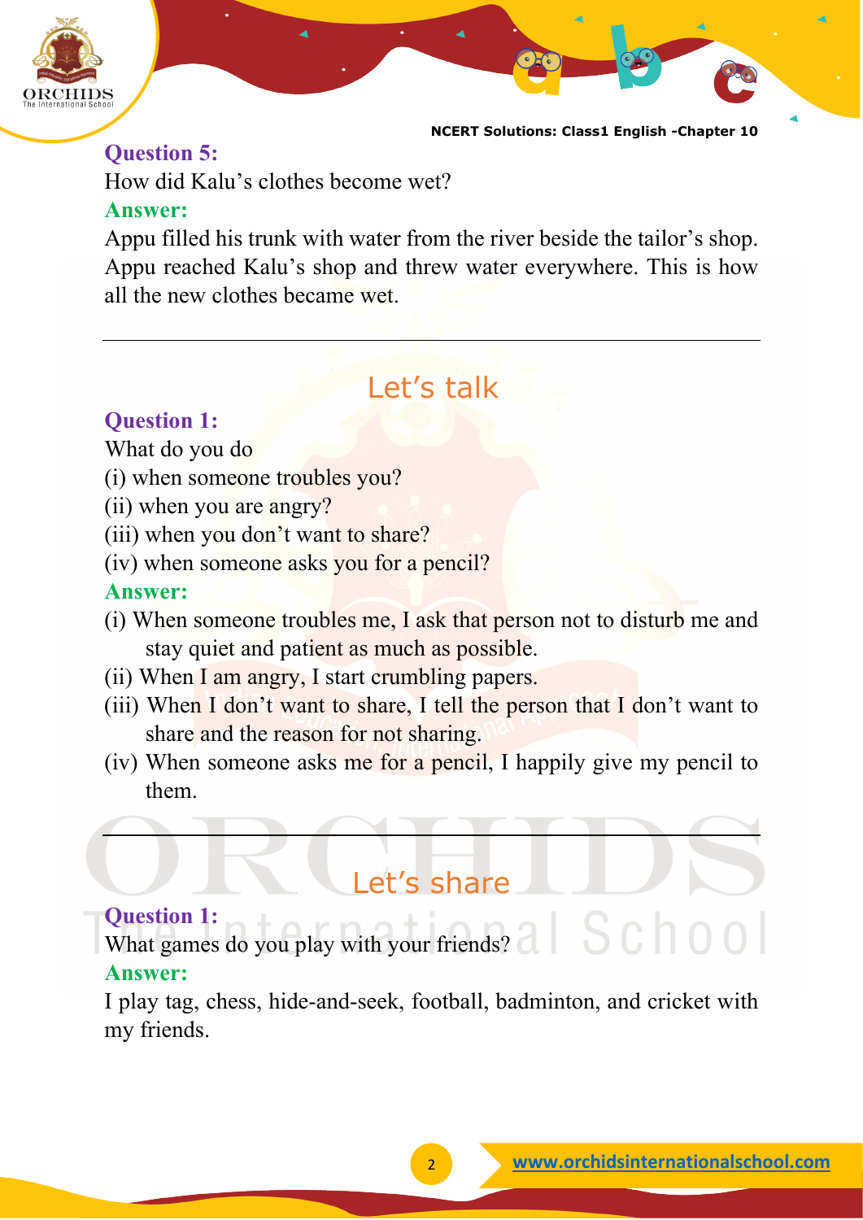**Question 5:**

How did Kalu's clothes become wet?

**Answer:**

Appu filled his trunk with water from the river beside the tailor's shop. Appu reached Kalu's shop and threw water everywhere. This is how all the new clothes became wet.

---

## Let's talk

**Question 1:**

What do you do

(i) when someone troubles you?

(ii) when you are angry?

(iii) when you don't want to share?

(iv) when someone asks you for a pencil?

**Answer:**

(i) When someone troubles me, I ask that person not to disturb me and stay quiet and patient as much as possible.

(ii) When I am angry, I start crumbling papers.

(iii) When I don't want to share, I tell the person that I don't want to share and the reason for not sharing.

(iv) When someone asks me for a pencil, I happily give my pencil to them.

---

## Let's share

**Question 1:**

What games do you play with your friends?

**Answer:**

I play tag, chess, hide-and-seek, football, badminton, and cricket with my friends.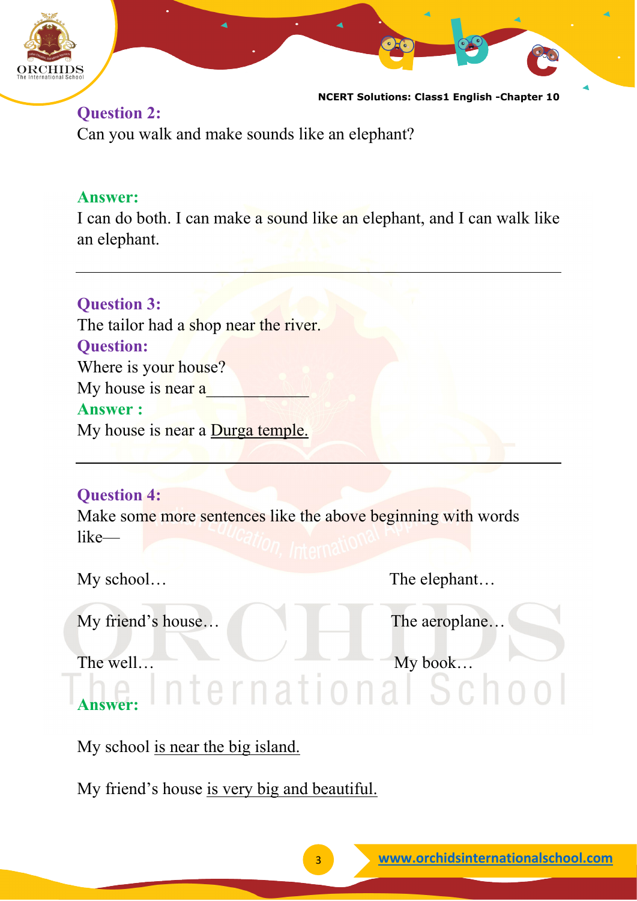**Question 2:**

Can you walk and make sounds like an elephant?

**Answer:**

I can do both. I can make a sound like an elephant, and I can walk like an elephant.

---

**Question 3:**

The tailor had a shop near the river.

**Question:**

Where is your house?

My house is near a____________

**Answer :**

My house is near a <u>Durga temple.</u>

---

**Question 4:**

Make some more sentences like the above beginning with words like—

My school… The elephant…

My friend's house… The aeroplane…

The well… My book…

**Answer:**

My school <u>is near the big island.</u>

My friend's house <u>is very big and beautiful.</u>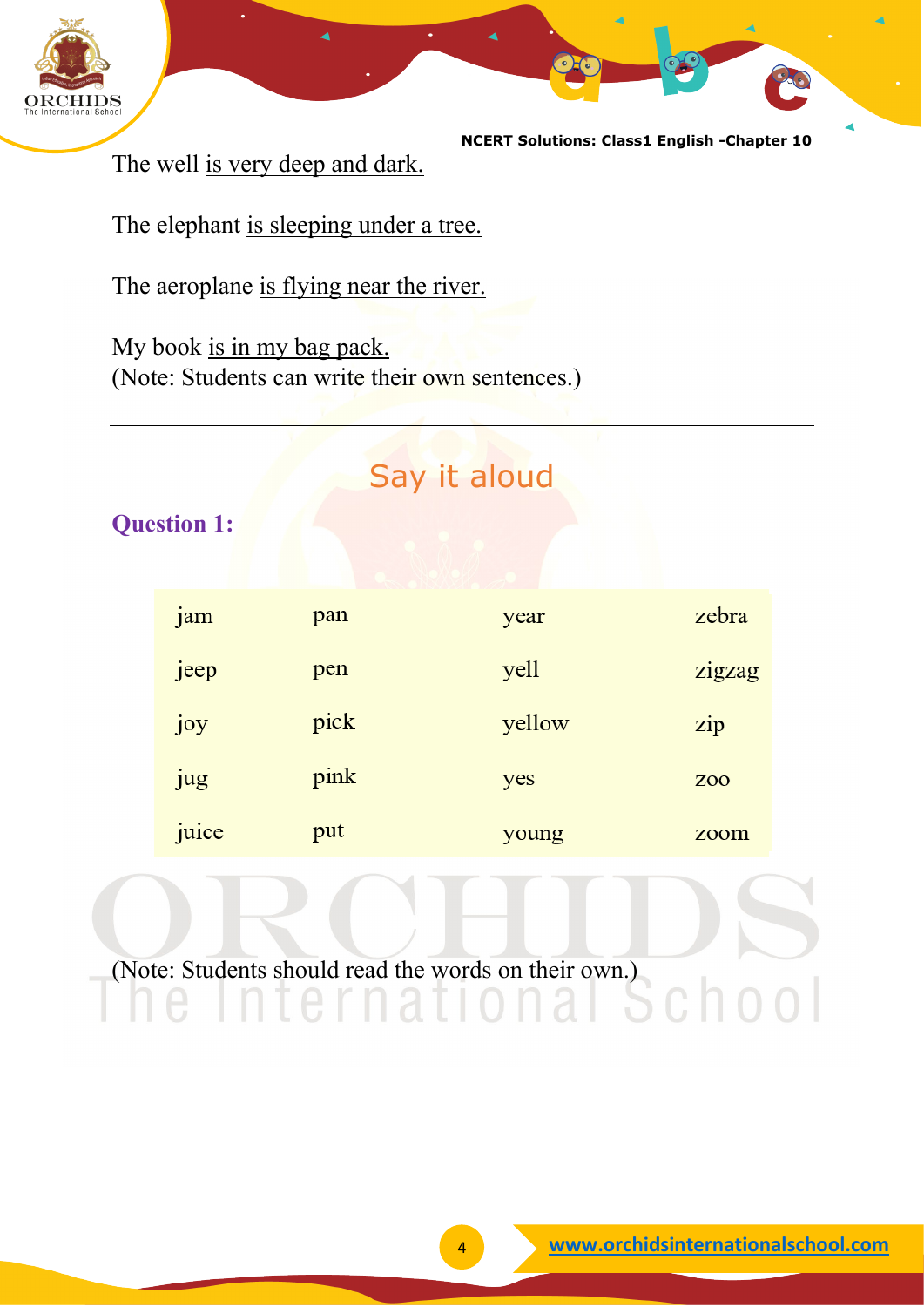The well <u>is very deep and dark.</u>

The elephant <u>is sleeping under a tree.</u>

The aeroplane <u>is flying near the river.</u>

My book <u>is in my bag pack.</u>
(Note: Students can write their own sentences.)

---

## Say it aloud

**Question 1:**

| | | | |
|---|---|---|---|
| jam | pan | year | zebra |
| jeep | pen | yell | zigzag |
| joy | pick | yellow | zip |
| jug | pink | yes | zoo |
| juice | put | young | zoom |

(Note: Students should read the words on their own.)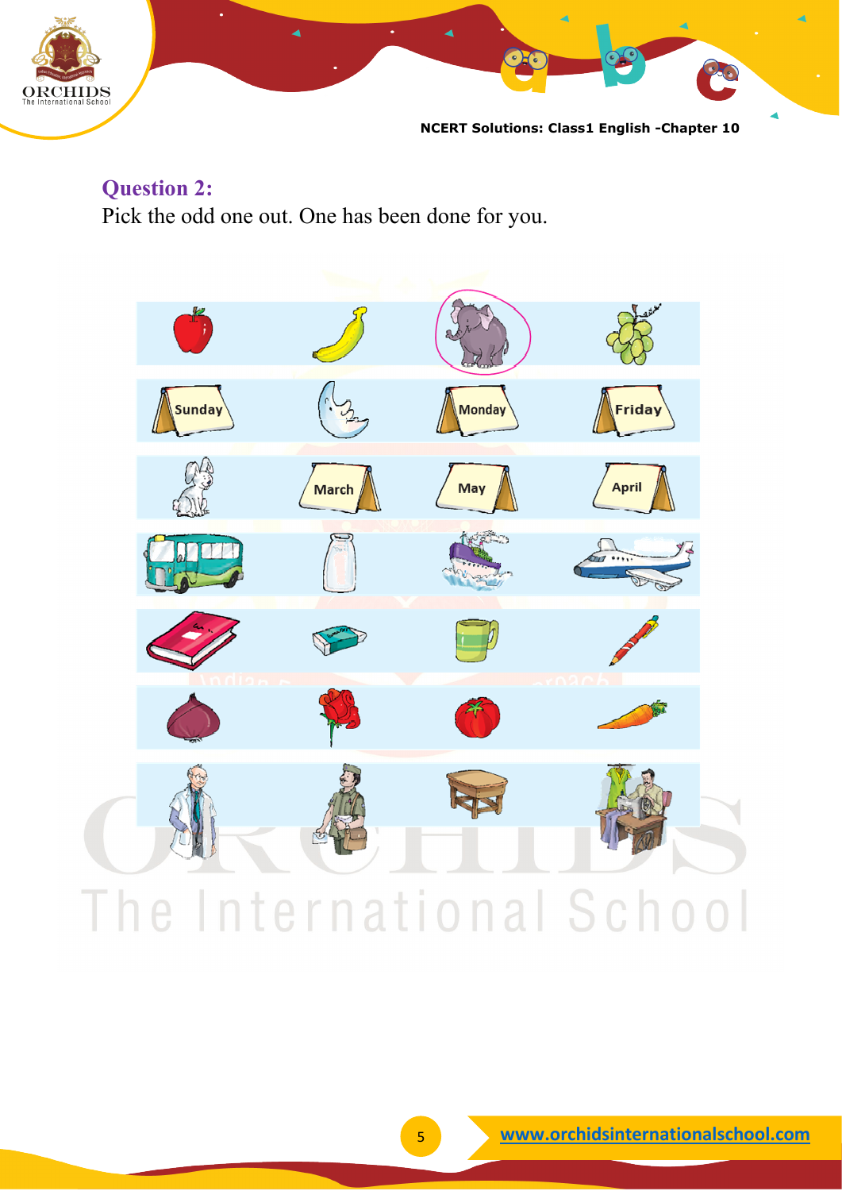## Question 2:

Pick the odd one out. One has been done for you.

| | | | |
|---|---|---|---|
| | | | |
| Sunday | | Monday | Friday |
| | March | May | April |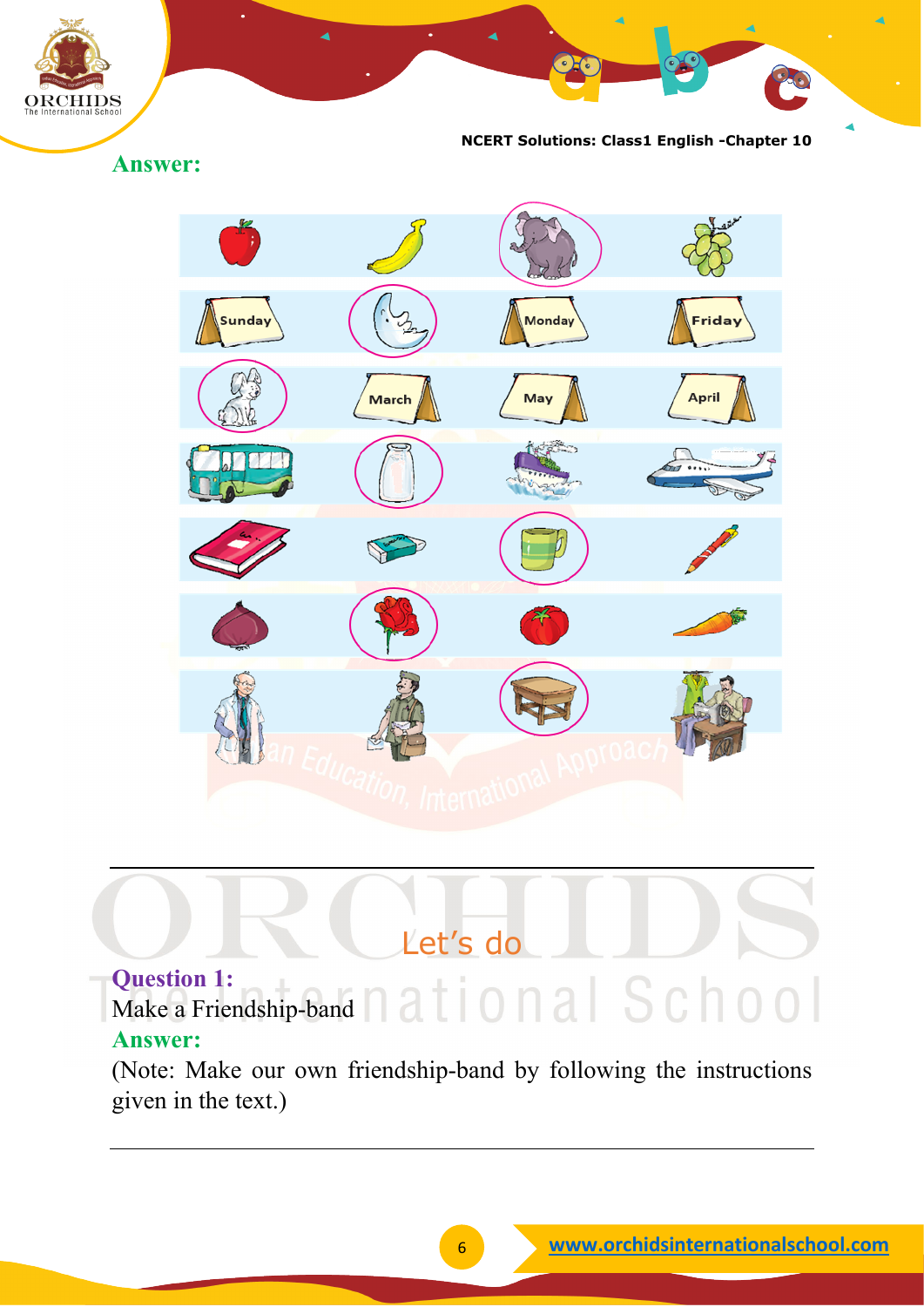**Answer:**

| | | | |
|---|---|---|---|
| | | | |
| Sunday | | Monday | Friday |
| | March | May | April |
| | | | |
| | | | |
| | | | |

## Let's do

**Question 1:**
Make a Friendship-band

**Answer:**
(Note: Make our own friendship-band by following the instructions given in the text.)